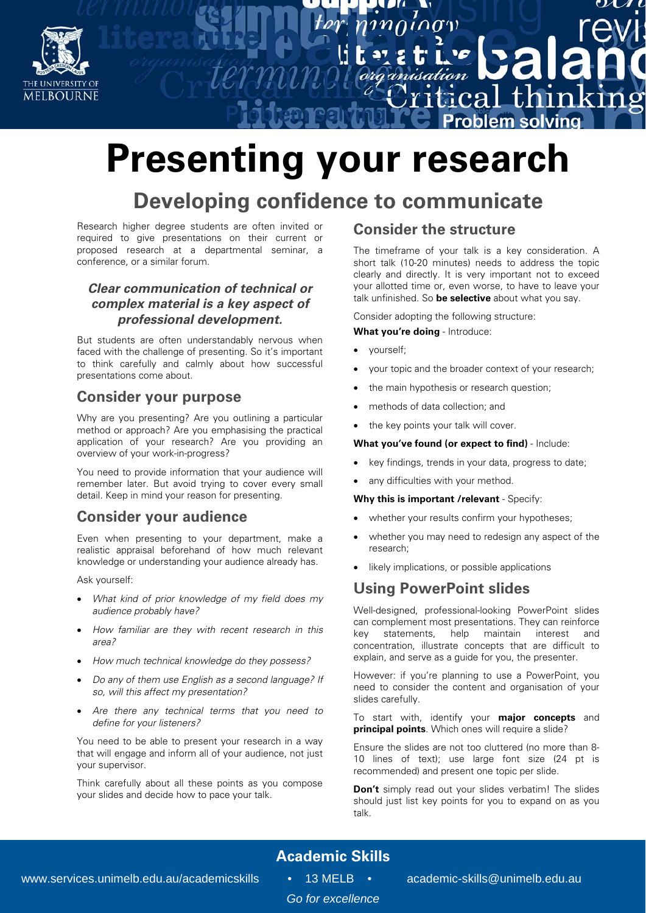# Presenting your research

## Developing confidence to communicate

Research higher degree students are often invited or required to give presentations on their current or proposed research at a departmental seminar, a conference, or a similar forum.

***Clear communication of technical or complex material is a key aspect of professional development.***

But students are often understandably nervous when faced with the challenge of presenting. So it's important to think carefully and calmly about how successful presentations come about.

### Consider your purpose

Why are you presenting? Are you outlining a particular method or approach? Are you emphasising the practical application of your research? Are you providing an overview of your work-in-progress?

You need to provide information that your audience will remember later. But avoid trying to cover every small detail. Keep in mind your reason for presenting.

### Consider your audience

Even when presenting to your department, make a realistic appraisal beforehand of how much relevant knowledge or understanding your audience already has.

Ask yourself:

- *What kind of prior knowledge of my field does my audience probably have?*
- *How familiar are they with recent research in this area?*
- *How much technical knowledge do they possess?*
- *Do any of them use English as a second language? If so, will this affect my presentation?*
- *Are there any technical terms that you need to define for your listeners?*

You need to be able to present your research in a way that will engage and inform all of your audience, not just your supervisor.

Think carefully about all these points as you compose your slides and decide how to pace your talk.

### Consider the structure

The timeframe of your talk is a key consideration. A short talk (10-20 minutes) needs to address the topic clearly and directly. It is very important not to exceed your allotted time or, even worse, to have to leave your talk unfinished. So **be selective** about what you say.

Consider adopting the following structure:

**What you're doing** - Introduce:

- yourself;
- your topic and the broader context of your research;
- the main hypothesis or research question;
- methods of data collection; and
- the key points your talk will cover.

**What you've found (or expect to find)** - Include:

- key findings, trends in your data, progress to date;
- any difficulties with your method.

**Why this is important /relevant** - Specify:

- whether your results confirm your hypotheses;
- whether you may need to redesign any aspect of the research;
- likely implications, or possible applications

### Using PowerPoint slides

Well-designed, professional-looking PowerPoint slides can complement most presentations. They can reinforce key statements, help maintain interest and concentration, illustrate concepts that are difficult to explain, and serve as a guide for you, the presenter.

However: if you're planning to use a PowerPoint, you need to consider the content and organisation of your slides carefully.

To start with, identify your **major concepts** and **principal points**. Which ones will require a slide?

Ensure the slides are not too cluttered (no more than 8-10 lines of text); use large font size (24 pt is recommended) and present one topic per slide.

**Don't** simply read out your slides verbatim! The slides should just list key points for you to expand on as you talk.

**Academic Skills**

www.services.unimelb.edu.au/academicskills • 13 MELB • academic-skills@unimelb.edu.au

*Go for excellence*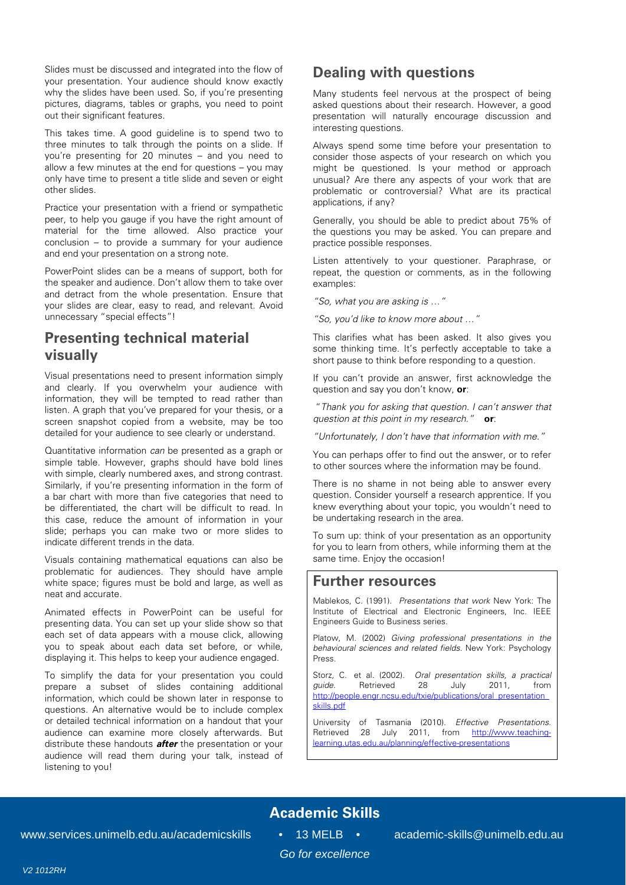Slides must be discussed and integrated into the flow of your presentation. Your audience should know exactly why the slides have been used. So, if you're presenting pictures, diagrams, tables or graphs, you need to point out their significant features.

This takes time. A good guideline is to spend two to three minutes to talk through the points on a slide. If you're presenting for 20 minutes – and you need to allow a few minutes at the end for questions – you may only have time to present a title slide and seven or eight other slides.

Practice your presentation with a friend or sympathetic peer, to help you gauge if you have the right amount of material for the time allowed. Also practice your conclusion – to provide a summary for your audience and end your presentation on a strong note.

PowerPoint slides can be a means of support, both for the speaker and audience. Don't allow them to take over and detract from the whole presentation. Ensure that your slides are clear, easy to read, and relevant. Avoid unnecessary "special effects"!

## Presenting technical material visually

Visual presentations need to present information simply and clearly. If you overwhelm your audience with information, they will be tempted to read rather than listen. A graph that you've prepared for your thesis, or a screen snapshot copied from a website, may be too detailed for your audience to see clearly or understand.

Quantitative information *can* be presented as a graph or simple table. However, graphs should have bold lines with simple, clearly numbered axes, and strong contrast. Similarly, if you're presenting information in the form of a bar chart with more than five categories that need to be differentiated, the chart will be difficult to read. In this case, reduce the amount of information in your slide; perhaps you can make two or more slides to indicate different trends in the data.

Visuals containing mathematical equations can also be problematic for audiences. They should have ample white space; figures must be bold and large, as well as neat and accurate.

Animated effects in PowerPoint can be useful for presenting data. You can set up your slide show so that each set of data appears with a mouse click, allowing you to speak about each data set before, or while, displaying it. This helps to keep your audience engaged.

To simplify the data for your presentation you could prepare a subset of slides containing additional information, which could be shown later in response to questions. An alternative would be to include complex or detailed technical information on a handout that your audience can examine more closely afterwards. But distribute these handouts ***after*** the presentation or your audience will read them during your talk, instead of listening to you!

## Dealing with questions

Many students feel nervous at the prospect of being asked questions about their research. However, a good presentation will naturally encourage discussion and interesting questions.

Always spend some time before your presentation to consider those aspects of your research on which you might be questioned. Is your method or approach unusual? Are there any aspects of your work that are problematic or controversial? What are its practical applications, if any?

Generally, you should be able to predict about 75% of the questions you may be asked. You can prepare and practice possible responses.

Listen attentively to your questioner. Paraphrase, or repeat, the question or comments, as in the following examples:

*"So, what you are asking is …"*

*"So, you'd like to know more about …"*

This clarifies what has been asked. It also gives you some thinking time. It's perfectly acceptable to take a short pause to think before responding to a question.

If you can't provide an answer, first acknowledge the question and say you don't know, **or**:

*"Thank you for asking that question. I can't answer that question at this point in my research."* **or**:

*"Unfortunately, I don't have that information with me."*

You can perhaps offer to find out the answer, or to refer to other sources where the information may be found.

There is no shame in not being able to answer every question. Consider yourself a research apprentice. If you knew everything about your topic, you wouldn't need to be undertaking research in the area.

To sum up: think of your presentation as an opportunity for you to learn from others, while informing them at the same time. Enjoy the occasion!

## Further resources

Mablekos, C. (1991). *Presentations that work* New York: The Institute of Electrical and Electronic Engineers, Inc. IEEE Engineers Guide to Business series.

Platow, M. (2002) *Giving professional presentations in the behavioural sciences and related fields.* New York: Psychology Press.

Storz, C. et al. (2002). *Oral presentation skills, a practical guide.* Retrieved 28 July 2011, from http://people.engr.ncsu.edu/txie/publications/oral_presentation_skills.pdf

University of Tasmania (2010). *Effective Presentations.* Retrieved 28 July 2011, from http://www.teaching-learning.utas.edu.au/planning/effective-presentations

**Academic Skills**

www.services.unimelb.edu.au/academicskills • 13 MELB • academic-skills@unimelb.edu.au

*Go for excellence*

*V2 1012RH*